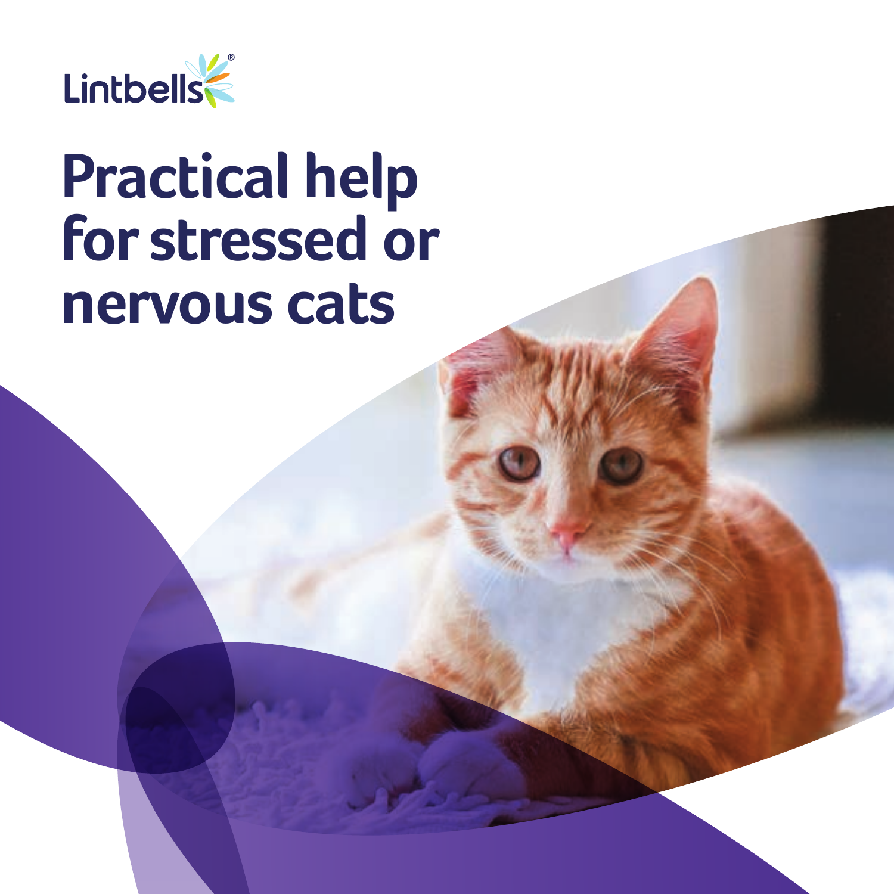Lintbells®

# Practical help for stressed or nervous cats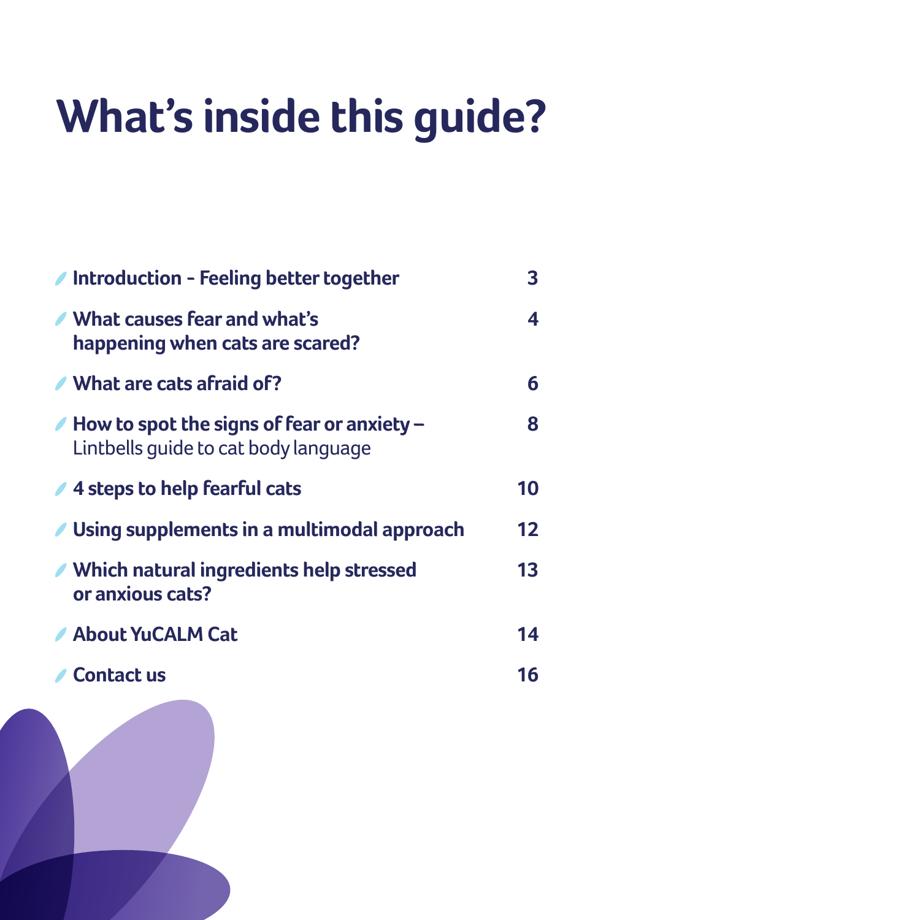# What's inside this guide?

| | |
|---|---|
| **Introduction - Feeling better together** | **3** |
| **What causes fear and what's happening when cats are scared?** | **4** |
| **What are cats afraid of?** | **6** |
| **How to spot the signs of fear or anxiety –** Lintbells guide to cat body language | **8** |
| **4 steps to help fearful cats** | **10** |
| **Using supplements in a multimodal approach** | **12** |
| **Which natural ingredients help stressed or anxious cats?** | **13** |
| **About YuCALM Cat** | **14** |
| **Contact us** | **16** |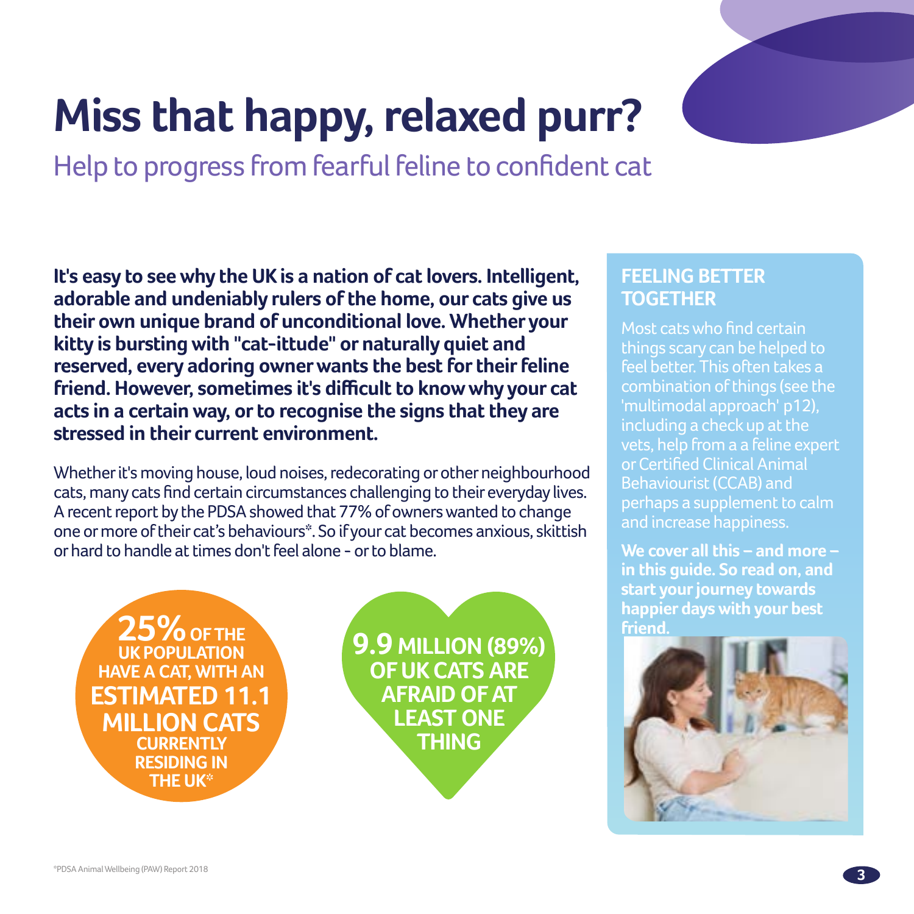# Miss that happy, relaxed purr?

## Help to progress from fearful feline to confident cat

**It's easy to see why the UK is a nation of cat lovers. Intelligent, adorable and undeniably rulers of the home, our cats give us their own unique brand of unconditional love. Whether your kitty is bursting with "cat-ittude" or naturally quiet and reserved, every adoring owner wants the best for their feline friend. However, sometimes it's difficult to know why your cat acts in a certain way, or to recognise the signs that they are stressed in their current environment.**

Whether it's moving house, loud noises, redecorating or other neighbourhood cats, many cats find certain circumstances challenging to their everyday lives. A recent report by the PDSA showed that 77% of owners wanted to change one or more of their cat's behaviours*. So if your cat becomes anxious, skittish or hard to handle at times don't feel alone - or to blame.

**25% OF THE UK POPULATION HAVE A CAT, WITH AN ESTIMATED 11.1 MILLION CATS CURRENTLY RESIDING IN THE UK***

**9.9 MILLION (89%) OF UK CATS ARE AFRAID OF AT LEAST ONE THING**

### FEELING BETTER TOGETHER

Most cats who find certain things scary can be helped to feel better. This often takes a combination of things (see the 'multimodal approach' p12), including a check up at the vets, help from a a feline expert or Certified Clinical Animal Behaviourist (CCAB) and perhaps a supplement to calm and increase happiness.

**We cover all this – and more – in this guide. So read on, and start your journey towards happier days with your best friend.**

*PDSA Animal Wellbeing (PAW) Report 2018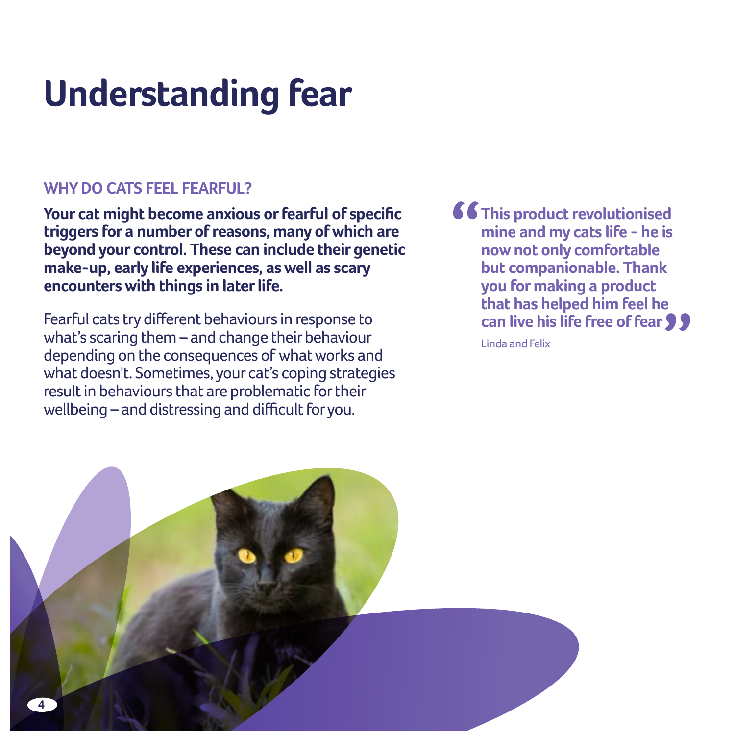# Understanding fear

## WHY DO CATS FEEL FEARFUL?

**Your cat might become anxious or fearful of specific triggers for a number of reasons, many of which are beyond your control. These can include their genetic make-up, early life experiences, as well as scary encounters with things in later life.**

Fearful cats try different behaviours in response to what's scaring them – and change their behaviour depending on the consequences of what works and what doesn't. Sometimes, your cat's coping strategies result in behaviours that are problematic for their wellbeing – and distressing and difficult for you.

> **"This product revolutionised mine and my cats life - he is now not only comfortable but companionable. Thank you for making a product that has helped him feel he can live his life free of fear"**
>
> Linda and Felix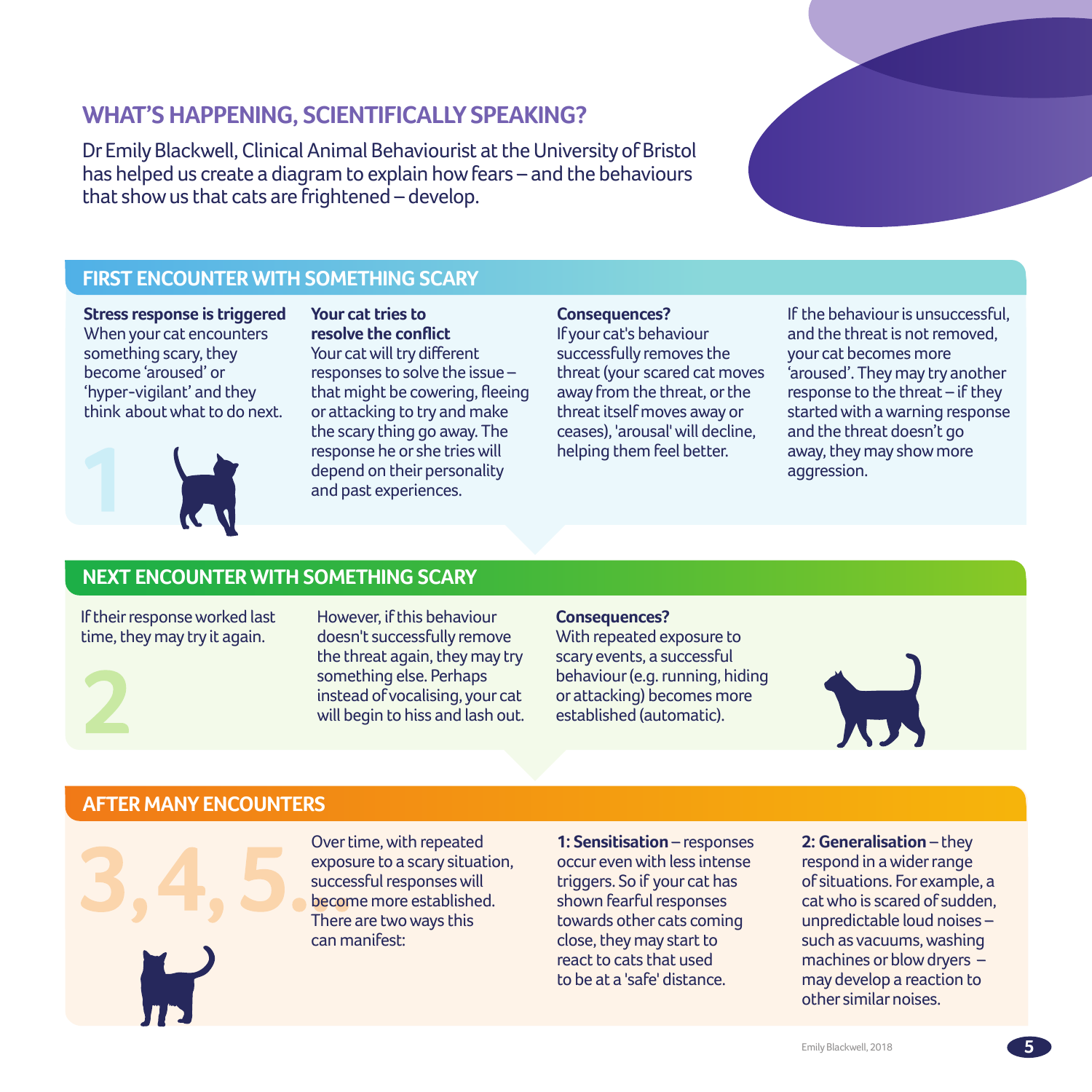## WHAT'S HAPPENING, SCIENTIFICALLY SPEAKING?

Dr Emily Blackwell, Clinical Animal Behaviourist at the University of Bristol has helped us create a diagram to explain how fears – and the behaviours that show us that cats are frightened – develop.

### FIRST ENCOUNTER WITH SOMETHING SCARY

1

**Stress response is triggered**
When your cat encounters something scary, they become 'aroused' or 'hyper-vigilant' and they think about what to do next.

**Your cat tries to resolve the conflict**
Your cat will try different responses to solve the issue – that might be cowering, fleeing or attacking to try and make the scary thing go away. The response he or she tries will depend on their personality and past experiences.

**Consequences?**
If your cat's behaviour successfully removes the threat (your scared cat moves away from the threat, or the threat itself moves away or ceases), 'arousal' will decline, helping them feel better.

If the behaviour is unsuccessful, and the threat is not removed, your cat becomes more 'aroused'. They may try another response to the threat – if they started with a warning response and the threat doesn't go away, they may show more aggression.

### NEXT ENCOUNTER WITH SOMETHING SCARY

2

If their response worked last time, they may try it again.

However, if this behaviour doesn't successfully remove the threat again, they may try something else. Perhaps instead of vocalising, your cat will begin to hiss and lash out.

**Consequences?**
With repeated exposure to scary events, a successful behaviour (e.g. running, hiding or attacking) becomes more established (automatic).

### AFTER MANY ENCOUNTERS

3,4,5...

Over time, with repeated exposure to a scary situation, successful responses will become more established. There are two ways this can manifest:

**1: Sensitisation** – responses occur even with less intense triggers. So if your cat has shown fearful responses towards other cats coming close, they may start to react to cats that used to be at a 'safe' distance.

**2: Generalisation** – they respond in a wider range of situations. For example, a cat who is scared of sudden, unpredictable loud noises – such as vacuums, washing machines or blow dryers – may develop a reaction to other similar noises.

Emily Blackwell, 2018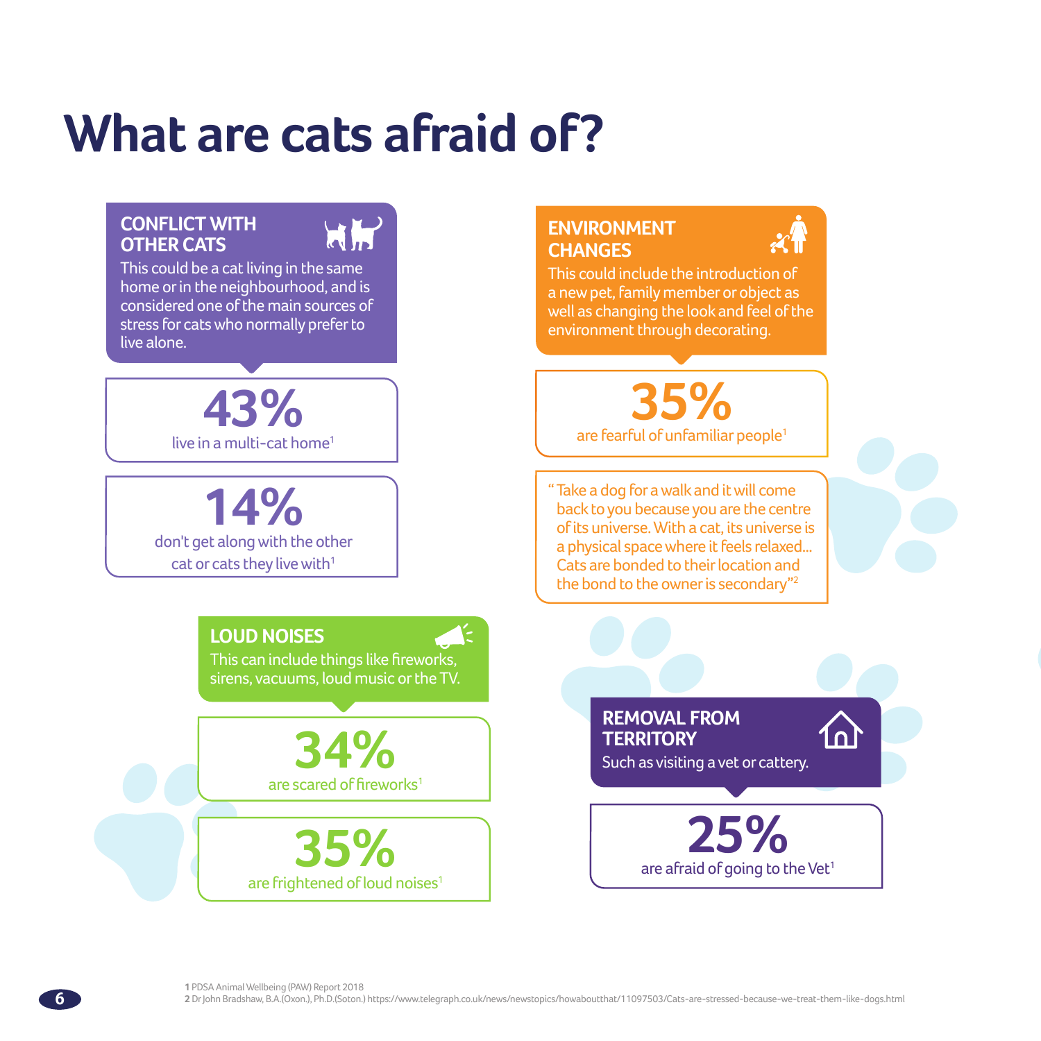# What are cats afraid of?

## CONFLICT WITH OTHER CATS

This could be a cat living in the same home or in the neighbourhood, and is considered one of the main sources of stress for cats who normally prefer to live alone.

**43%**
live in a multi-cat home[1]

**14%**
don't get along with the other cat or cats they live with[1]

## LOUD NOISES

This can include things like fireworks, sirens, vacuums, loud music or the TV.

**34%**
are scared of fireworks[1]

**35%**
are frightened of loud noises[1]

## ENVIRONMENT CHANGES

This could include the introduction of a new pet, family member or object as well as changing the look and feel of the environment through decorating.

**35%**
are fearful of unfamiliar people[1]

"Take a dog for a walk and it will come back to you because you are the centre of its universe. With a cat, its universe is a physical space where it feels relaxed... Cats are bonded to their location and the bond to the owner is secondary"[2]

## REMOVAL FROM TERRITORY

Such as visiting a vet or cattery.

**25%**
are afraid of going to the Vet[1]

**1** PDSA Animal Wellbeing (PAW) Report 2018
**2** Dr John Bradshaw, B.A.(Oxon.), Ph.D.(Soton.) https://www.telegraph.co.uk/news/newstopics/howaboutthat/11097503/Cats-are-stressed-because-we-treat-them-like-dogs.html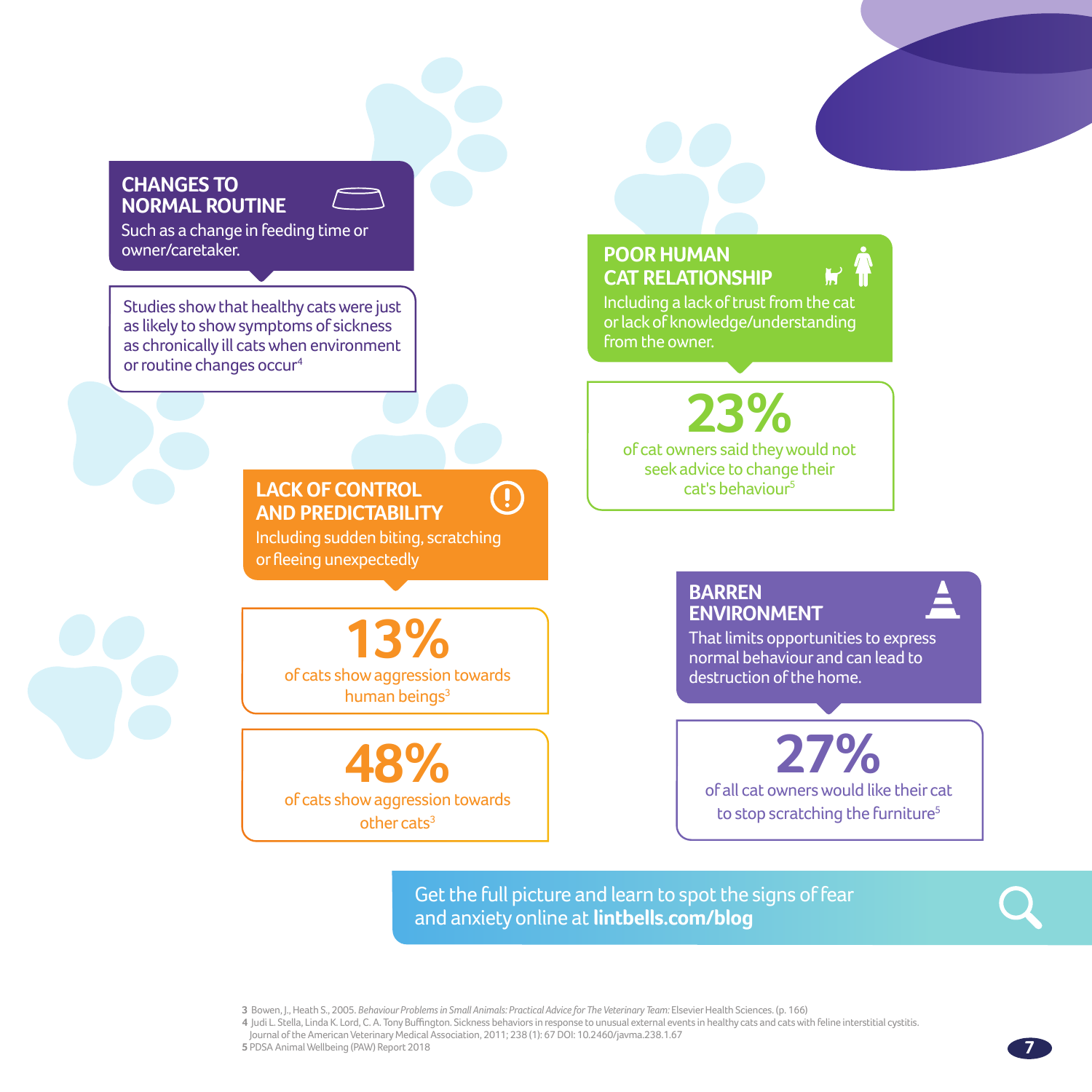## CHANGES TO NORMAL ROUTINE

Such as a change in feeding time or owner/caretaker.

Studies show that healthy cats were just as likely to show symptoms of sickness as chronically ill cats when environment or routine changes occur[4]

## POOR HUMAN CAT RELATIONSHIP

Including a lack of trust from the cat or lack of knowledge/understanding from the owner.

**23%**

of cat owners said they would not seek advice to change their cat's behaviour[5]

## LACK OF CONTROL AND PREDICTABILITY

Including sudden biting, scratching or fleeing unexpectedly

**13%**

of cats show aggression towards human beings[3]

**48%**

of cats show aggression towards other cats[3]

## BARREN ENVIRONMENT

That limits opportunities to express normal behaviour and can lead to destruction of the home.

**27%**

of all cat owners would like their cat to stop scratching the furniture[5]

Get the full picture and learn to spot the signs of fear and anxiety online at **lintbells.com/blog**

3 Bowen, J., Heath S., 2005. *Behaviour Problems in Small Animals: Practical Advice for The Veterinary Team:* Elsevier Health Sciences. (p. 166)
4 Judi L. Stella, Linda K. Lord, C. A. Tony Buffington. Sickness behaviors in response to unusual external events in healthy cats and cats with feline interstitial cystitis. Journal of the American Veterinary Medical Association, 2011; 238 (1): 67 DOI: 10.2460/javma.238.1.67
5 PDSA Animal Wellbeing (PAW) Report 2018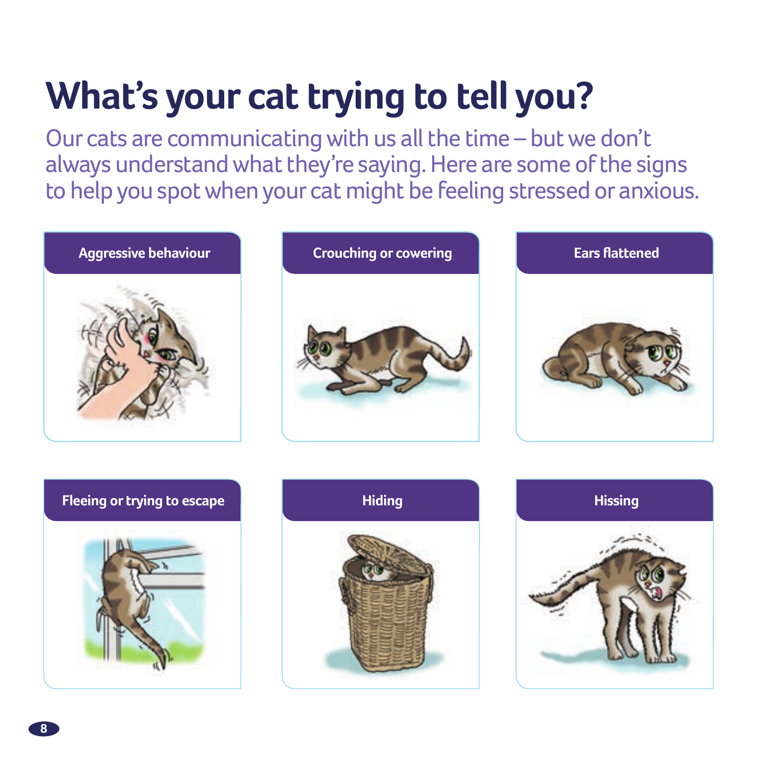# What's your cat trying to tell you?

Our cats are communicating with us all the time – but we don't always understand what they're saying. Here are some of the signs to help you spot when your cat might be feeling stressed or anxious.

**Aggressive behaviour**

**Crouching or cowering**

**Ears flattened**

**Fleeing or trying to escape**

**Hiding**

**Hissing**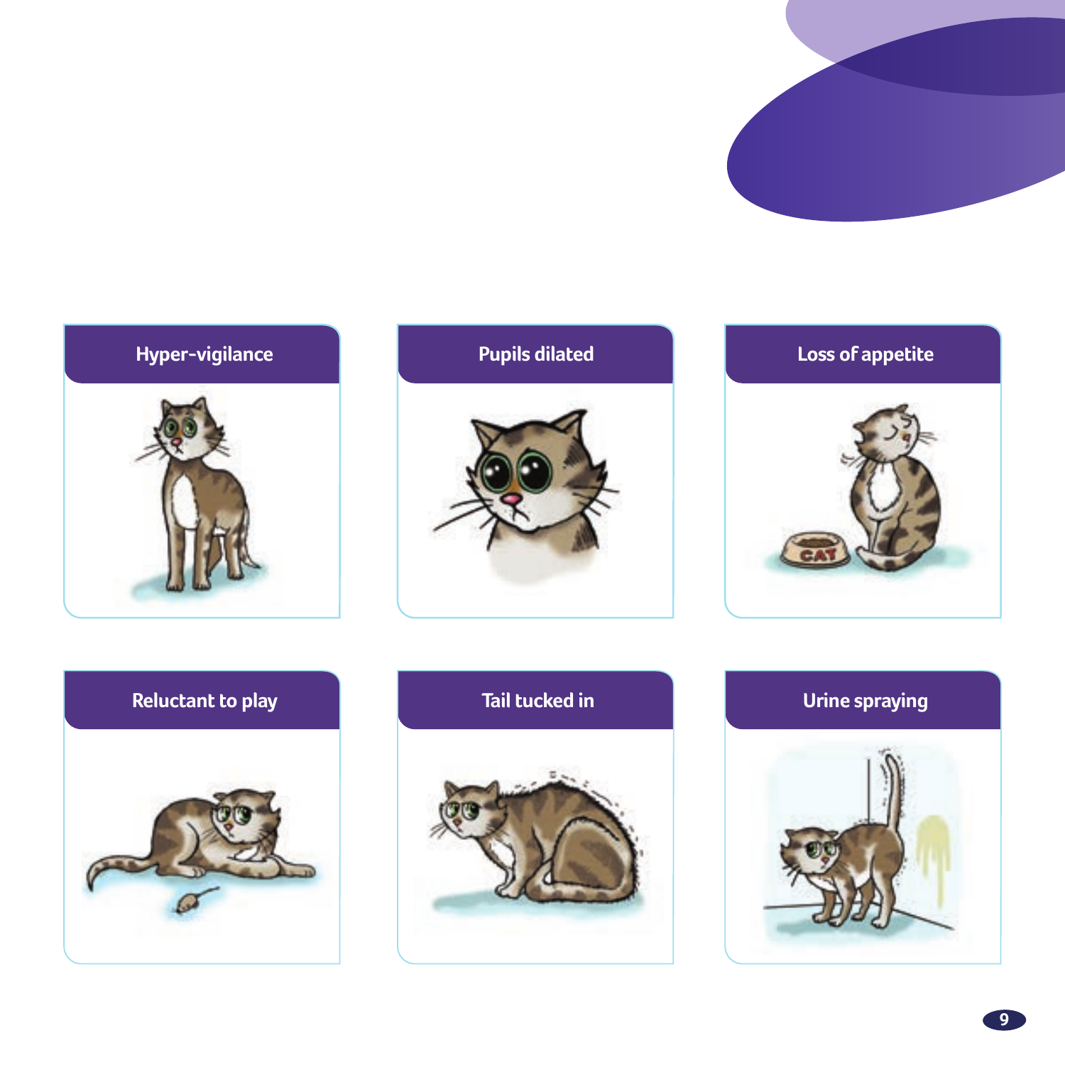**Hyper-vigilance**

**Pupils dilated**

**Loss of appetite**

**Reluctant to play**

**Tail tucked in**

**Urine spraying**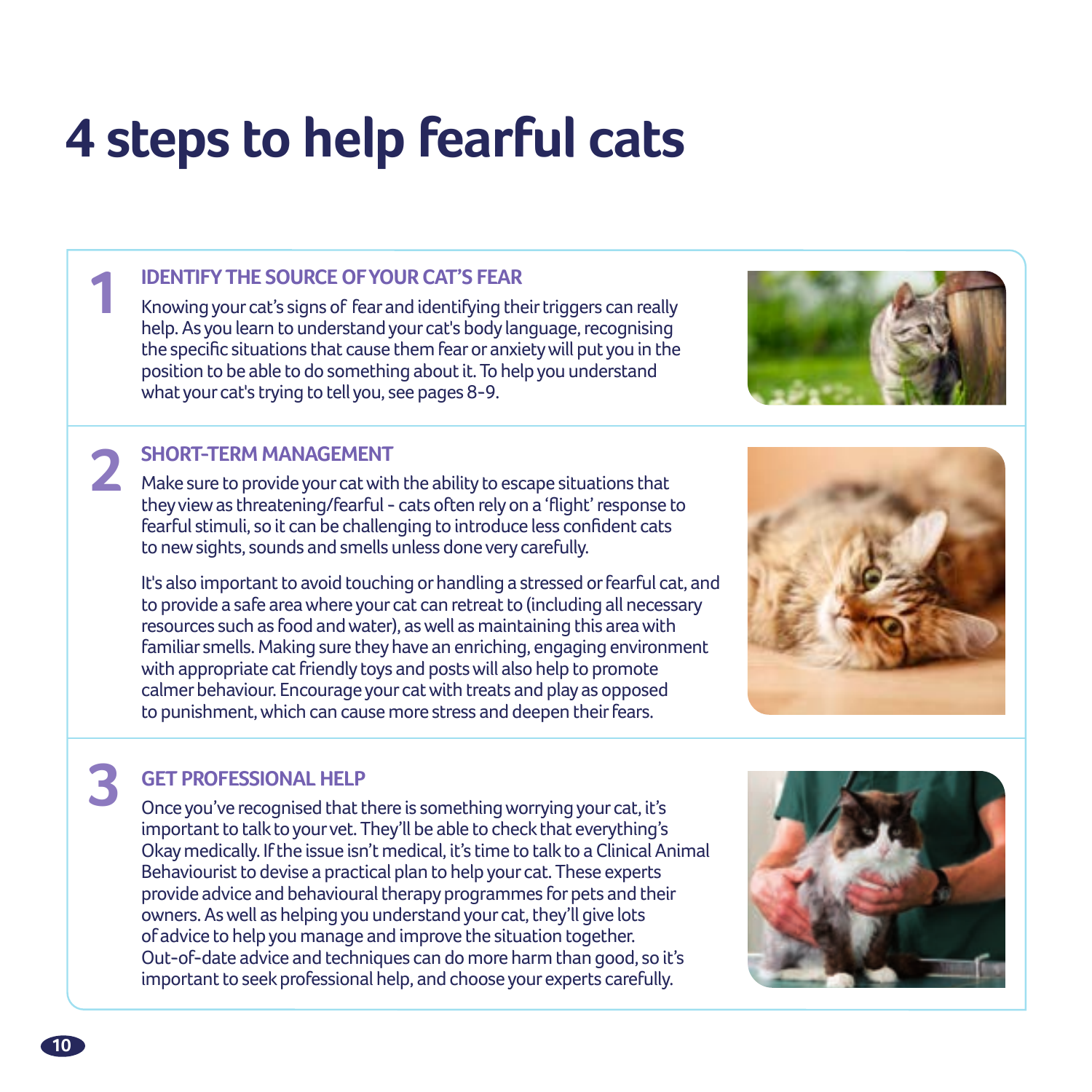# 4 steps to help fearful cats

## 1 IDENTIFY THE SOURCE OF YOUR CAT'S FEAR

Knowing your cat's signs of fear and identifying their triggers can really help. As you learn to understand your cat's body language, recognising the specific situations that cause them fear or anxiety will put you in the position to be able to do something about it. To help you understand what your cat's trying to tell you, see pages 8-9.

## 2 SHORT-TERM MANAGEMENT

Make sure to provide your cat with the ability to escape situations that they view as threatening/fearful - cats often rely on a 'flight' response to fearful stimuli, so it can be challenging to introduce less confident cats to new sights, sounds and smells unless done very carefully.

It's also important to avoid touching or handling a stressed or fearful cat, and to provide a safe area where your cat can retreat to (including all necessary resources such as food and water), as well as maintaining this area with familiar smells. Making sure they have an enriching, engaging environment with appropriate cat friendly toys and posts will also help to promote calmer behaviour. Encourage your cat with treats and play as opposed to punishment, which can cause more stress and deepen their fears.

## 3 GET PROFESSIONAL HELP

Once you've recognised that there is something worrying your cat, it's important to talk to your vet. They'll be able to check that everything's Okay medically. If the issue isn't medical, it's time to talk to a Clinical Animal Behaviourist to devise a practical plan to help your cat. These experts provide advice and behavioural therapy programmes for pets and their owners. As well as helping you understand your cat, they'll give lots of advice to help you manage and improve the situation together. Out-of-date advice and techniques can do more harm than good, so it's important to seek professional help, and choose your experts carefully.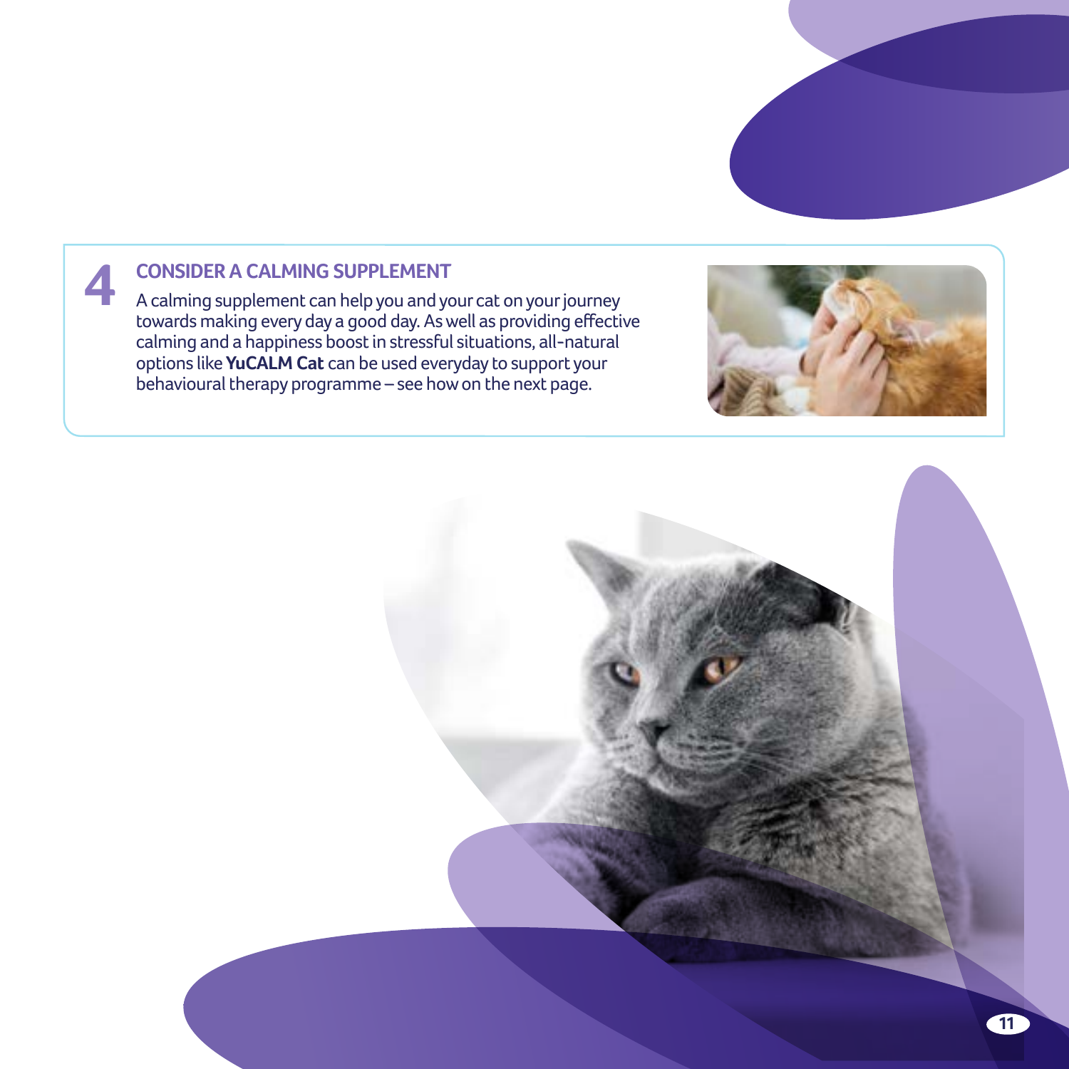## 4 CONSIDER A CALMING SUPPLEMENT

A calming supplement can help you and your cat on your journey towards making every day a good day. As well as providing effective calming and a happiness boost in stressful situations, all-natural options like **YuCALM Cat** can be used everyday to support your behavioural therapy programme – see how on the next page.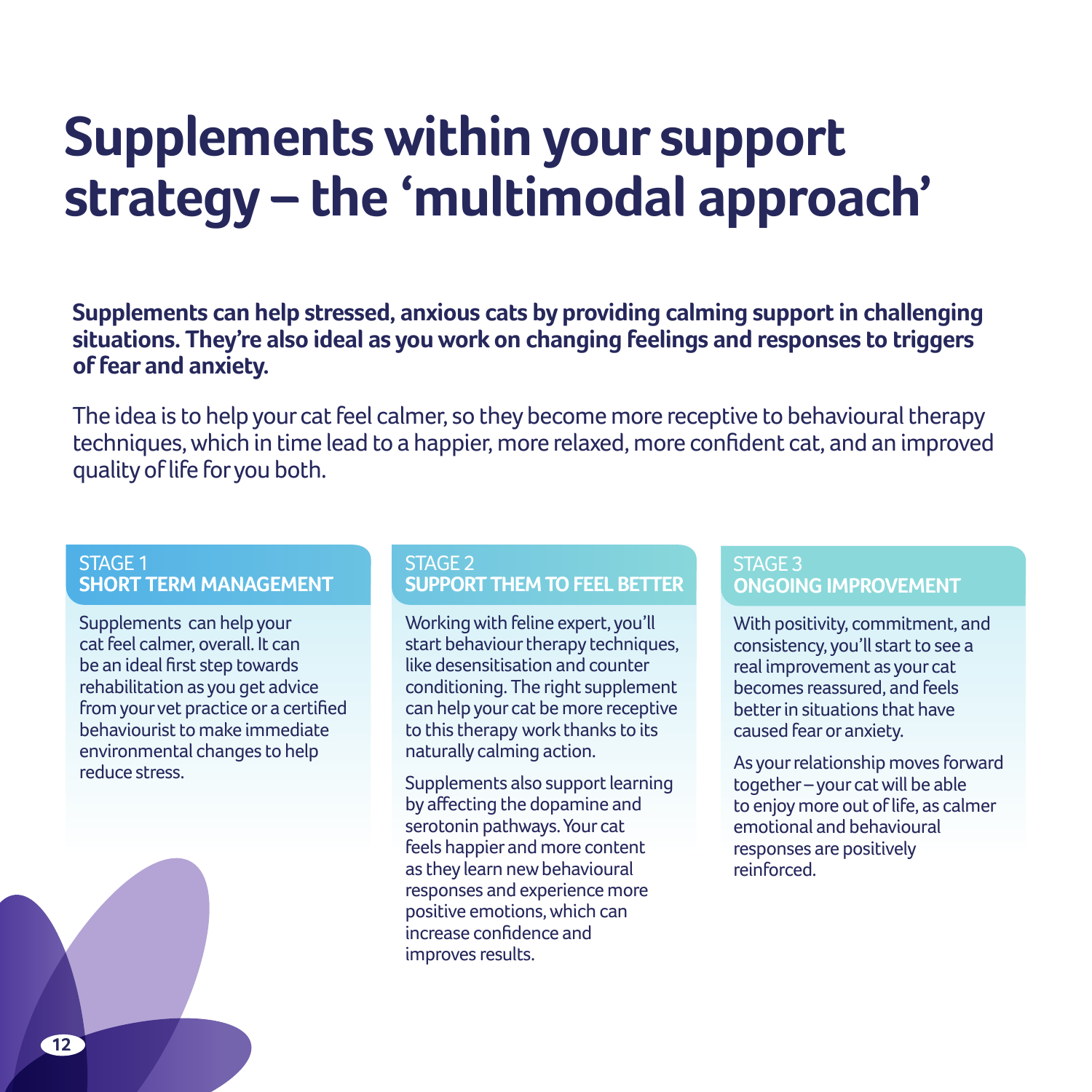# Supplements within your support strategy – the 'multimodal approach'

**Supplements can help stressed, anxious cats by providing calming support in challenging situations. They're also ideal as you work on changing feelings and responses to triggers of fear and anxiety.**

The idea is to help your cat feel calmer, so they become more receptive to behavioural therapy techniques, which in time lead to a happier, more relaxed, more confident cat, and an improved quality of life for you both.

### STAGE 1
### SHORT TERM MANAGEMENT

Supplements can help your cat feel calmer, overall. It can be an ideal first step towards rehabilitation as you get advice from your vet practice or a certified behaviourist to make immediate environmental changes to help reduce stress.

### STAGE 2
### SUPPORT THEM TO FEEL BETTER

Working with feline expert, you'll start behaviour therapy techniques, like desensitisation and counter conditioning. The right supplement can help your cat be more receptive to this therapy work thanks to its naturally calming action.

Supplements also support learning by affecting the dopamine and serotonin pathways. Your cat feels happier and more content as they learn new behavioural responses and experience more positive emotions, which can increase confidence and improves results.

### STAGE 3
### ONGOING IMPROVEMENT

With positivity, commitment, and consistency, you'll start to see a real improvement as your cat becomes reassured, and feels better in situations that have caused fear or anxiety.

As your relationship moves forward together – your cat will be able to enjoy more out of life, as calmer emotional and behavioural responses are positively reinforced.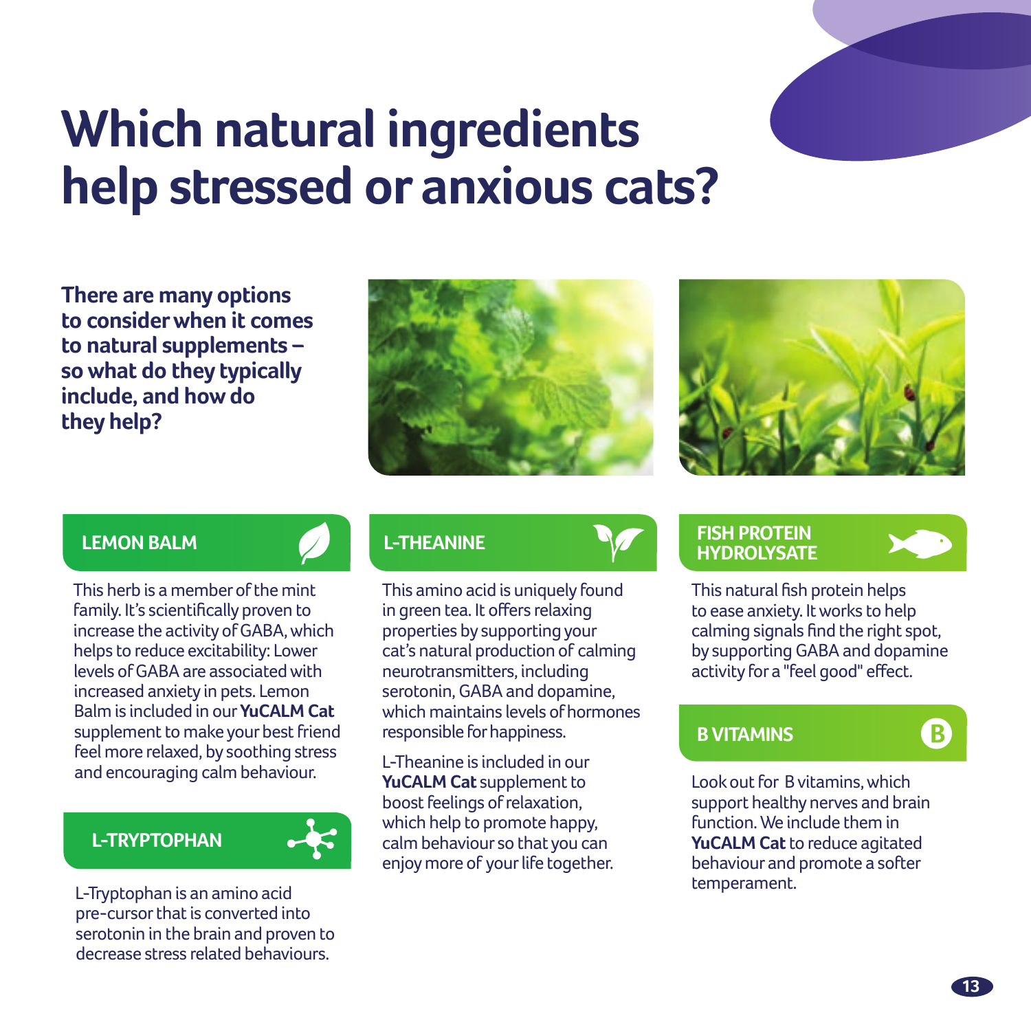# Which natural ingredients help stressed or anxious cats?

**There are many options to consider when it comes to natural supplements – so what do they typically include, and how do they help?**

## LEMON BALM

This herb is a member of the mint family. It's scientifically proven to increase the activity of GABA, which helps to reduce excitability: Lower levels of GABA are associated with increased anxiety in pets. Lemon Balm is included in our **YuCALM Cat** supplement to make your best friend feel more relaxed, by soothing stress and encouraging calm behaviour.

## L-TRYPTOPHAN

L-Tryptophan is an amino acid pre-cursor that is converted into serotonin in the brain and proven to decrease stress related behaviours.

## L-THEANINE

This amino acid is uniquely found in green tea. It offers relaxing properties by supporting your cat's natural production of calming neurotransmitters, including serotonin, GABA and dopamine, which maintains levels of hormones responsible for happiness.

L-Theanine is included in our **YuCALM Cat** supplement to boost feelings of relaxation, which help to promote happy, calm behaviour so that you can enjoy more of your life together.

## FISH PROTEIN HYDROLYSATE

This natural fish protein helps to ease anxiety. It works to help calming signals find the right spot, by supporting GABA and dopamine activity for a "feel good" effect.

## B VITAMINS

Look out for B vitamins, which support healthy nerves and brain function. We include them in **YuCALM Cat** to reduce agitated behaviour and promote a softer temperament.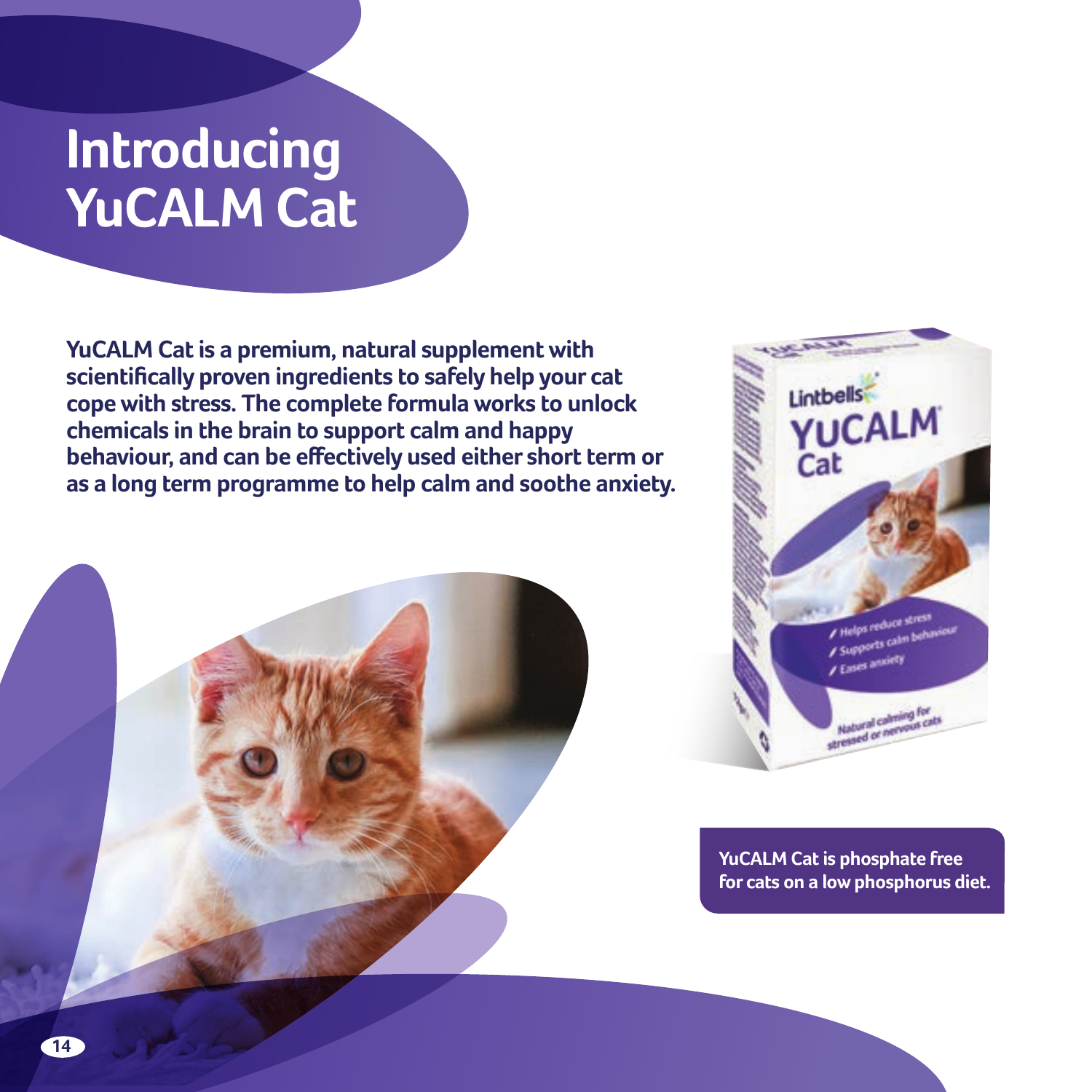# Introducing YuCALM Cat

**YuCALM Cat is a premium, natural supplement with scientifically proven ingredients to safely help your cat cope with stress. The complete formula works to unlock chemicals in the brain to support calm and happy behaviour, and can be effectively used either short term or as a long term programme to help calm and soothe anxiety.**

**YuCALM Cat is phosphate free for cats on a low phosphorus diet.**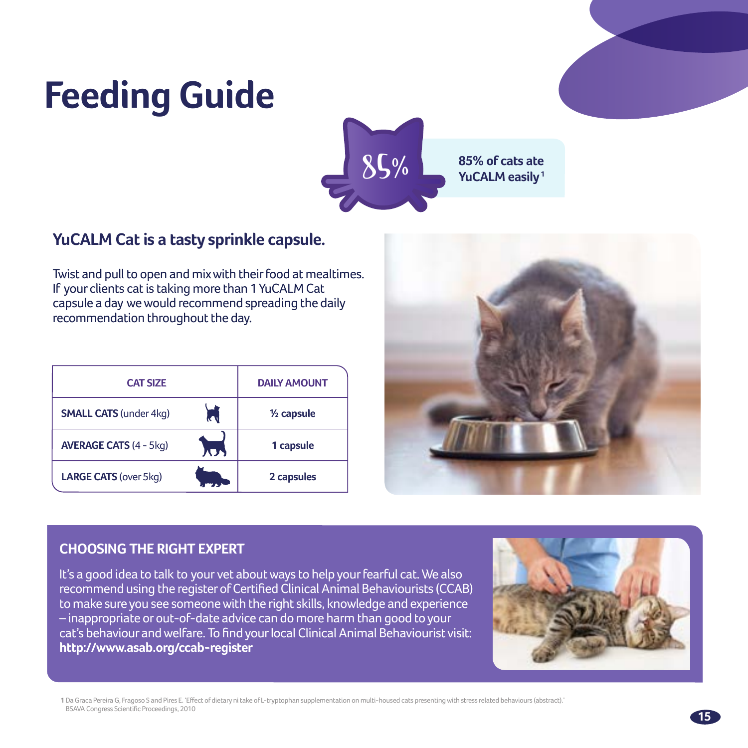# Feeding Guide

85%

85% of cats ate YuCALM easily[1]

## YuCALM Cat is a tasty sprinkle capsule.

Twist and pull to open and mix with their food at mealtimes. If your clients cat is taking more than 1 YuCALM Cat capsule a day we would recommend spreading the daily recommendation throughout the day.

| CAT SIZE | DAILY AMOUNT |
|---|---|
| **SMALL CATS** (under 4kg) | **½ capsule** |
| **AVERAGE CATS** (4 - 5kg) | **1 capsule** |
| **LARGE CATS** (over 5kg) | **2 capsules** |

### CHOOSING THE RIGHT EXPERT

It's a good idea to talk to your vet about ways to help your fearful cat. We also recommend using the register of Certified Clinical Animal Behaviourists (CCAB) to make sure you see someone with the right skills, knowledge and experience – inappropriate or out-of-date advice can do more harm than good to your cat's behaviour and welfare. To find your local Clinical Animal Behaviourist visit: **http://www.asab.org/ccab-register**

1 Da Graca Pereira G, Fragoso S and Pires E. 'Effect of dietary ni take of L-tryptophan supplementation on multi-housed cats presenting with stress related behaviours (abstract).' BSAVA Congress Scientific Proceedings, 2010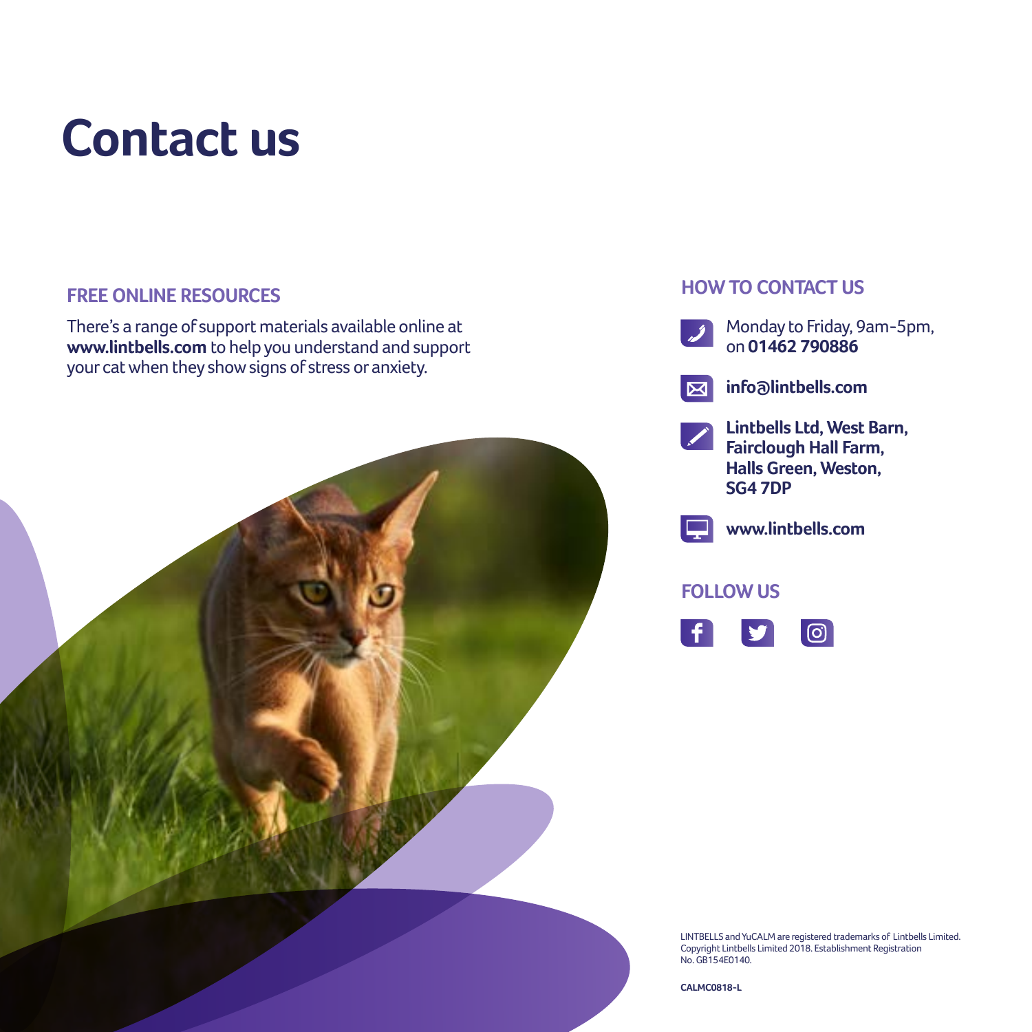# Contact us

## FREE ONLINE RESOURCES

There's a range of support materials available online at **www.lintbells.com** to help you understand and support your cat when they show signs of stress or anxiety.

## HOW TO CONTACT US

Monday to Friday, 9am-5pm, on **01462 790886**

**info@lintbells.com**

**Lintbells Ltd, West Barn, Fairclough Hall Farm, Halls Green, Weston, SG4 7DP**

**www.lintbells.com**

## FOLLOW US

LINTBELLS and YuCALM are registered trademarks of Lintbells Limited. Copyright Lintbells Limited 2018. Establishment Registration No. GB154E0140.

**CALMC0818-L**